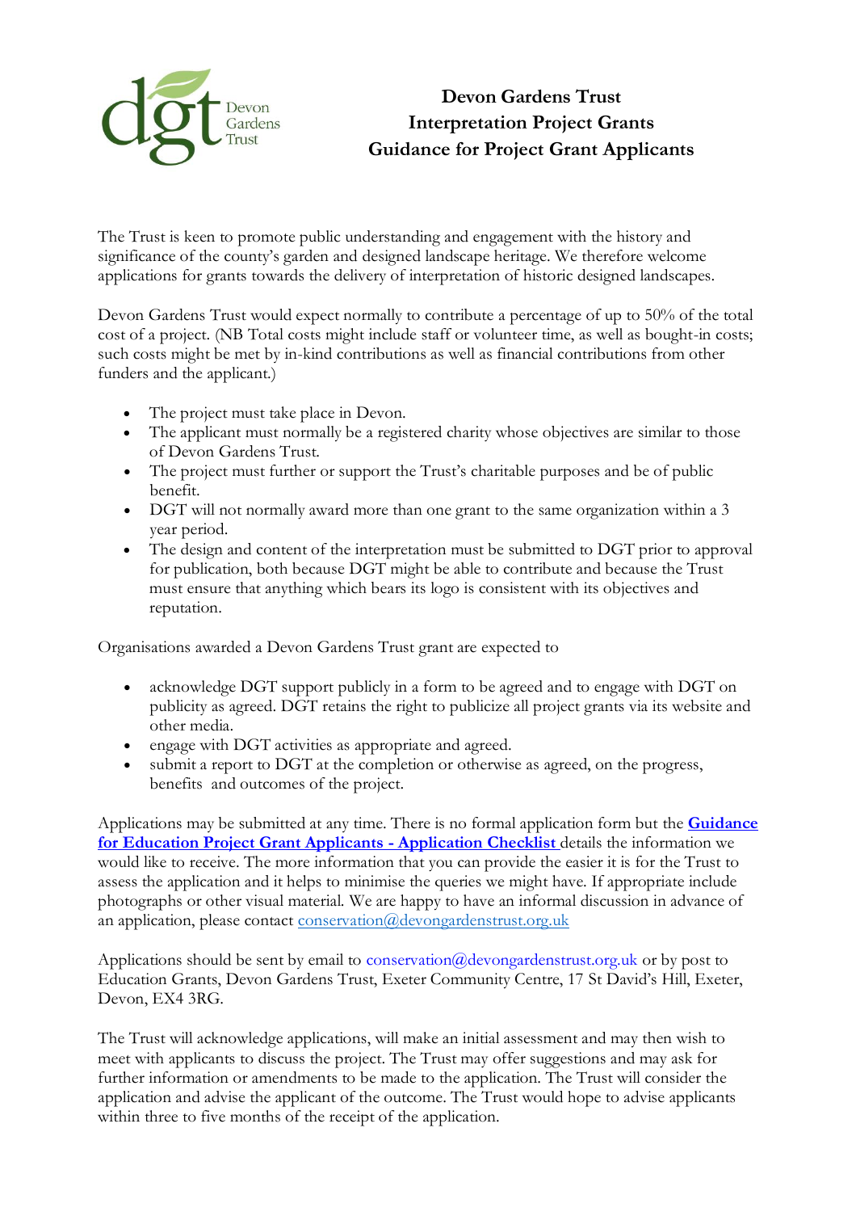# Devon Gardens Trust
# Interpretation Project Grants
# Guidance for Project Grant Applicants

The Trust is keen to promote public understanding and engagement with the history and significance of the county's garden and designed landscape heritage. We therefore welcome applications for grants towards the delivery of interpretation of historic designed landscapes.

Devon Gardens Trust would expect normally to contribute a percentage of up to 50% of the total cost of a project. (NB Total costs might include staff or volunteer time, as well as bought-in costs; such costs might be met by in-kind contributions as well as financial contributions from other funders and the applicant.)

- The project must take place in Devon.
- The applicant must normally be a registered charity whose objectives are similar to those of Devon Gardens Trust.
- The project must further or support the Trust's charitable purposes and be of public benefit.
- DGT will not normally award more than one grant to the same organization within a 3 year period.
- The design and content of the interpretation must be submitted to DGT prior to approval for publication, both because DGT might be able to contribute and because the Trust must ensure that anything which bears its logo is consistent with its objectives and reputation.

Organisations awarded a Devon Gardens Trust grant are expected to

- acknowledge DGT support publicly in a form to be agreed and to engage with DGT on publicity as agreed. DGT retains the right to publicize all project grants via its website and other media.
- engage with DGT activities as appropriate and agreed.
- submit a report to DGT at the completion or otherwise as agreed, on the progress, benefits and outcomes of the project.

Applications may be submitted at any time. There is no formal application form but the **Guidance for Education Project Grant Applicants - Application Checklist** details the information we would like to receive. The more information that you can provide the easier it is for the Trust to assess the application and it helps to minimise the queries we might have. If appropriate include photographs or other visual material. We are happy to have an informal discussion in advance of an application, please contact conservation@devongardenstrust.org.uk

Applications should be sent by email to conservation@devongardenstrust.org.uk or by post to Education Grants, Devon Gardens Trust, Exeter Community Centre, 17 St David's Hill, Exeter, Devon, EX4 3RG.

The Trust will acknowledge applications, will make an initial assessment and may then wish to meet with applicants to discuss the project. The Trust may offer suggestions and may ask for further information or amendments to be made to the application. The Trust will consider the application and advise the applicant of the outcome. The Trust would hope to advise applicants within three to five months of the receipt of the application.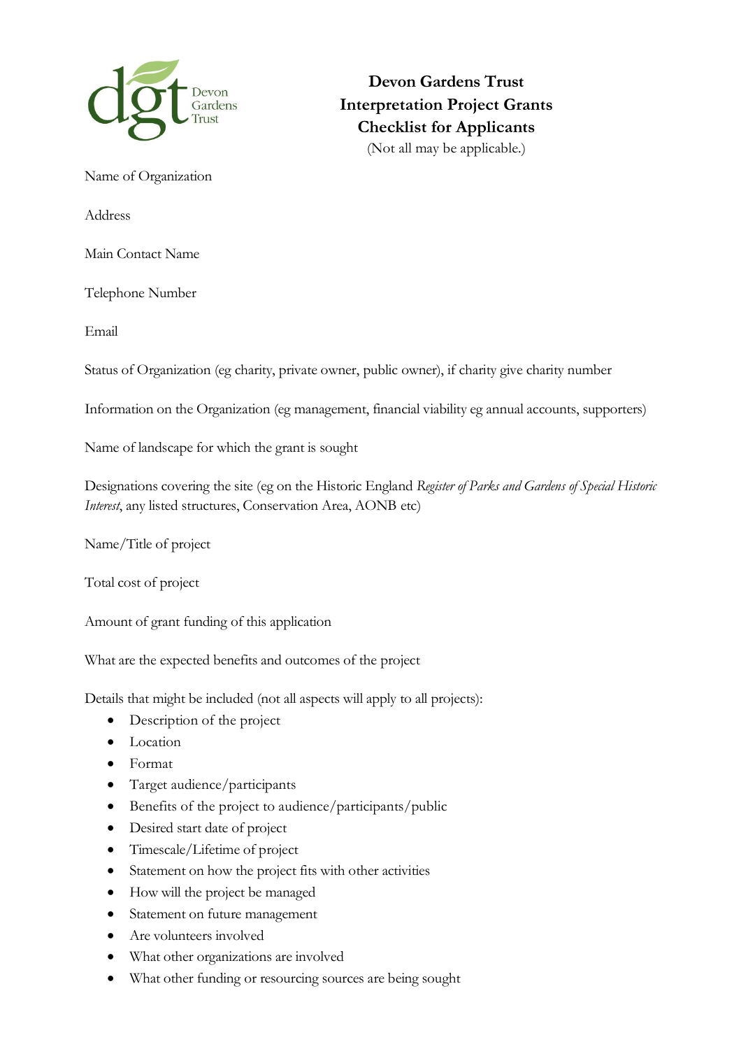# Devon Gardens Trust
## Interpretation Project Grants
## Checklist for Applicants

(Not all may be applicable.)

Name of Organization

Address

Main Contact Name

Telephone Number

Email

Status of Organization (eg charity, private owner, public owner), if charity give charity number

Information on the Organization (eg management, financial viability eg annual accounts, supporters)

Name of landscape for which the grant is sought

Designations covering the site (eg on the Historic England *Register of Parks and Gardens of Special Historic Interest*, any listed structures, Conservation Area, AONB etc)

Name/Title of project

Total cost of project

Amount of grant funding of this application

What are the expected benefits and outcomes of the project

Details that might be included (not all aspects will apply to all projects):

- Description of the project
- Location
- Format
- Target audience/participants
- Benefits of the project to audience/participants/public
- Desired start date of project
- Timescale/Lifetime of project
- Statement on how the project fits with other activities
- How will the project be managed
- Statement on future management
- Are volunteers involved
- What other organizations are involved
- What other funding or resourcing sources are being sought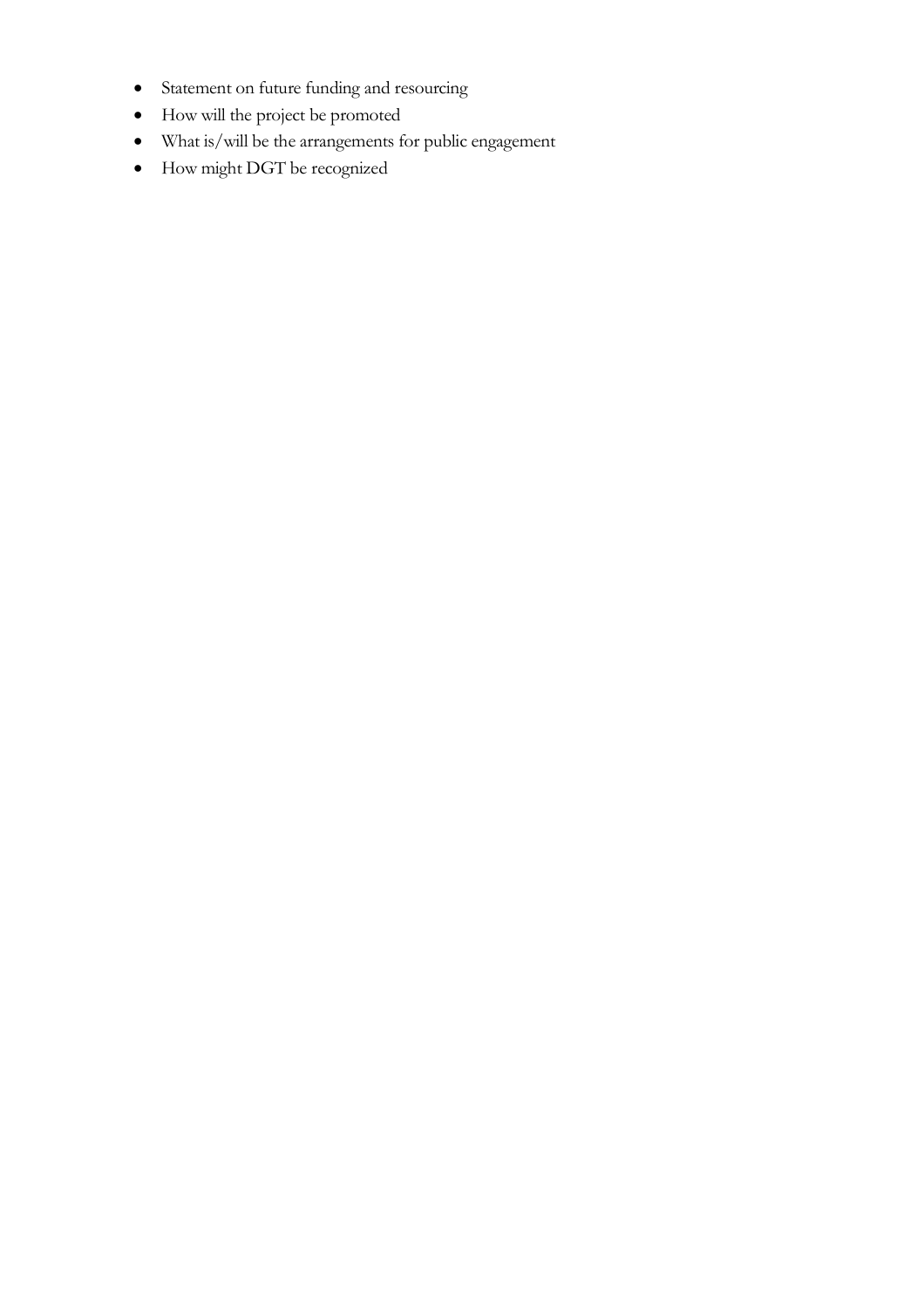- Statement on future funding and resourcing
- How will the project be promoted
- What is/will be the arrangements for public engagement
- How might DGT be recognized